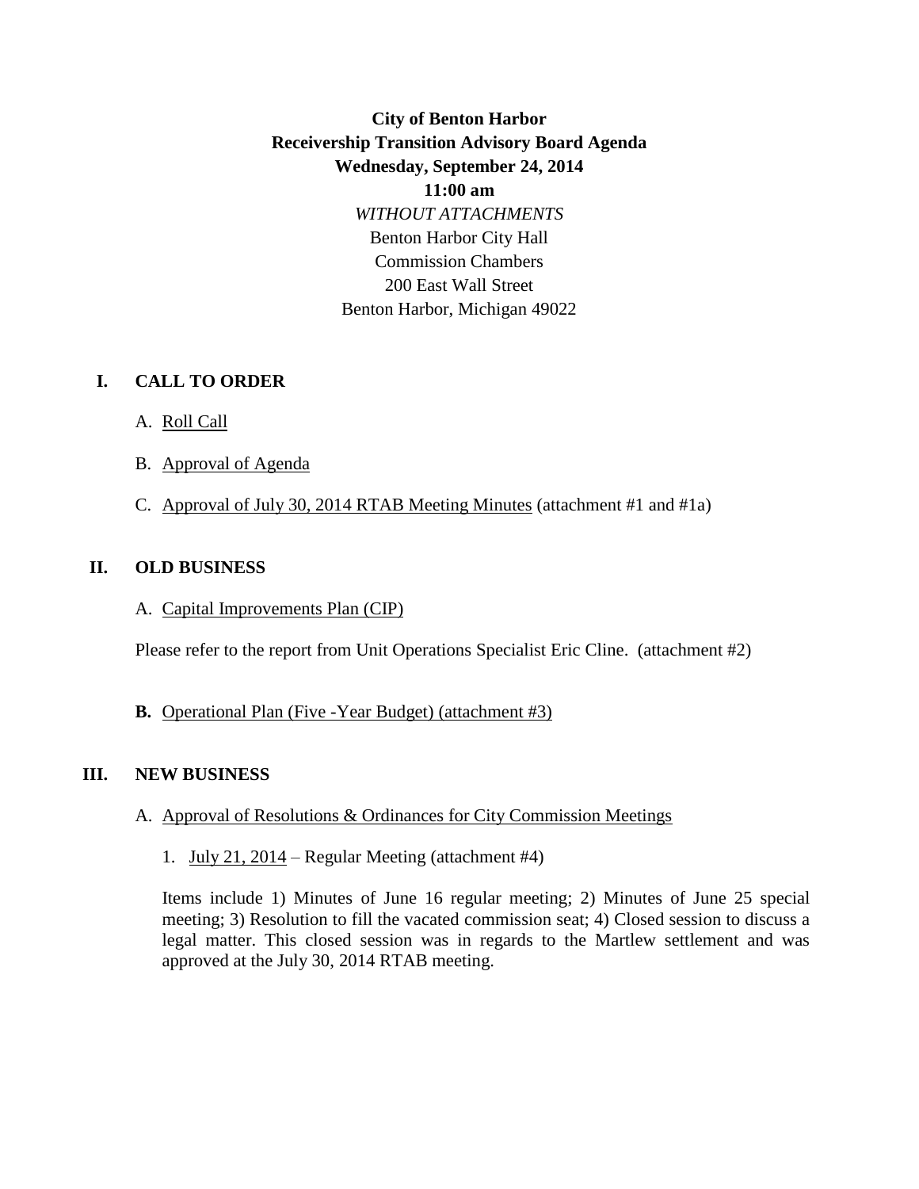**City of Benton Harbor**
**Receivership Transition Advisory Board Agenda**
**Wednesday, September 24, 2014**
**11:00 am**
*WITHOUT ATTACHMENTS*
Benton Harbor City Hall
Commission Chambers
200 East Wall Street
Benton Harbor, Michigan 49022

## I. CALL TO ORDER

A. Roll Call

B. Approval of Agenda

C. Approval of July 30, 2014 RTAB Meeting Minutes (attachment #1 and #1a)

## II. OLD BUSINESS

A. Capital Improvements Plan (CIP)

Please refer to the report from Unit Operations Specialist Eric Cline. (attachment #2)

**B.** Operational Plan (Five -Year Budget) (attachment #3)

## III. NEW BUSINESS

A. Approval of Resolutions & Ordinances for City Commission Meetings

1. July 21, 2014 – Regular Meeting (attachment #4)

Items include 1) Minutes of June 16 regular meeting; 2) Minutes of June 25 special meeting; 3) Resolution to fill the vacated commission seat; 4) Closed session to discuss a legal matter. This closed session was in regards to the Martlew settlement and was approved at the July 30, 2014 RTAB meeting.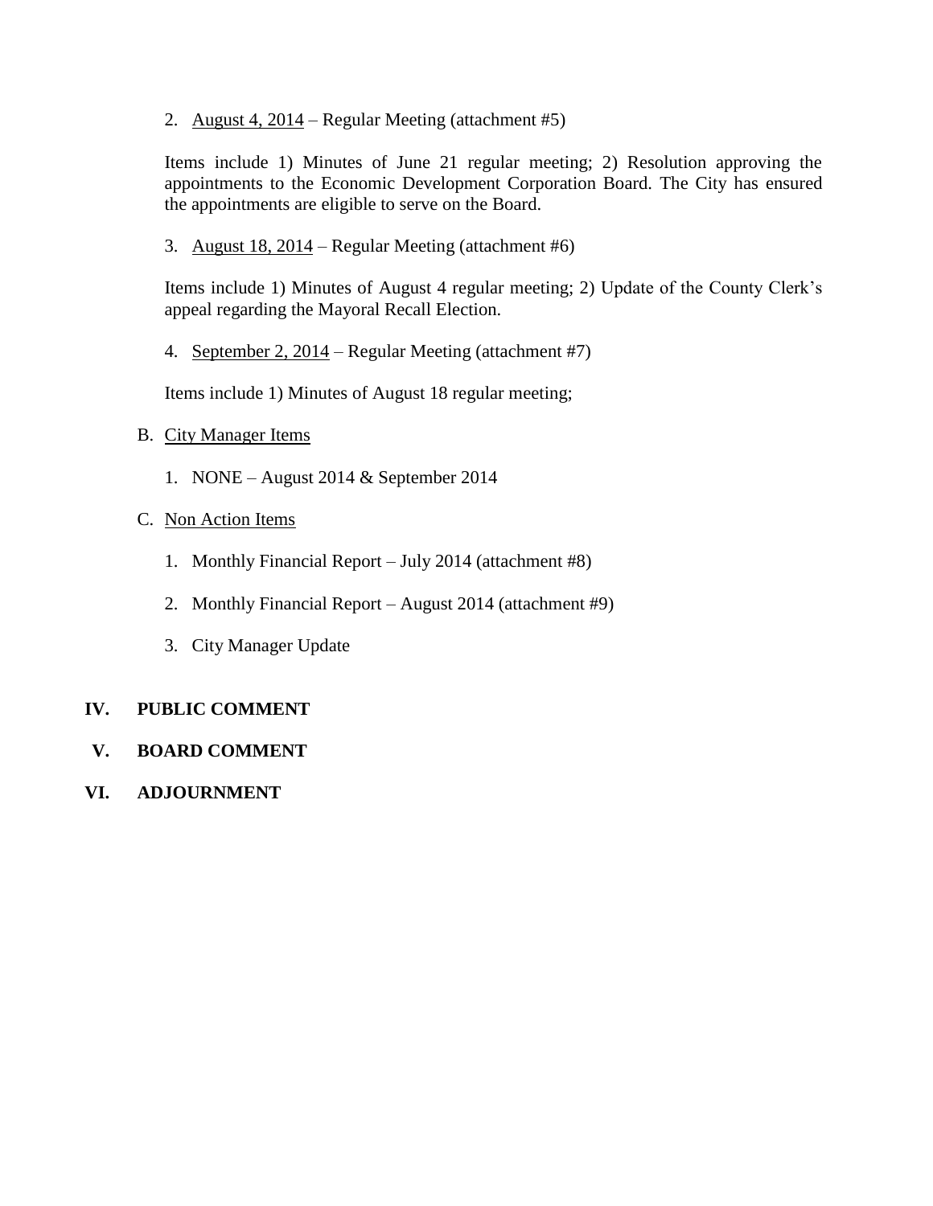2. <u>August 4, 2014</u> – Regular Meeting (attachment #5)

   Items include 1) Minutes of June 21 regular meeting; 2) Resolution approving the appointments to the Economic Development Corporation Board. The City has ensured the appointments are eligible to serve on the Board.

3. <u>August 18, 2014</u> – Regular Meeting (attachment #6)

   Items include 1) Minutes of August 4 regular meeting; 2) Update of the County Clerk's appeal regarding the Mayoral Recall Election.

4. <u>September 2, 2014</u> – Regular Meeting (attachment #7)

   Items include 1) Minutes of August 18 regular meeting;

B. <u>City Manager Items</u>

   1. NONE – August 2014 & September 2014

C. <u>Non Action Items</u>

   1. Monthly Financial Report – July 2014 (attachment #8)

   2. Monthly Financial Report – August 2014 (attachment #9)

   3. City Manager Update

**IV. PUBLIC COMMENT**

**V. BOARD COMMENT**

**VI. ADJOURNMENT**